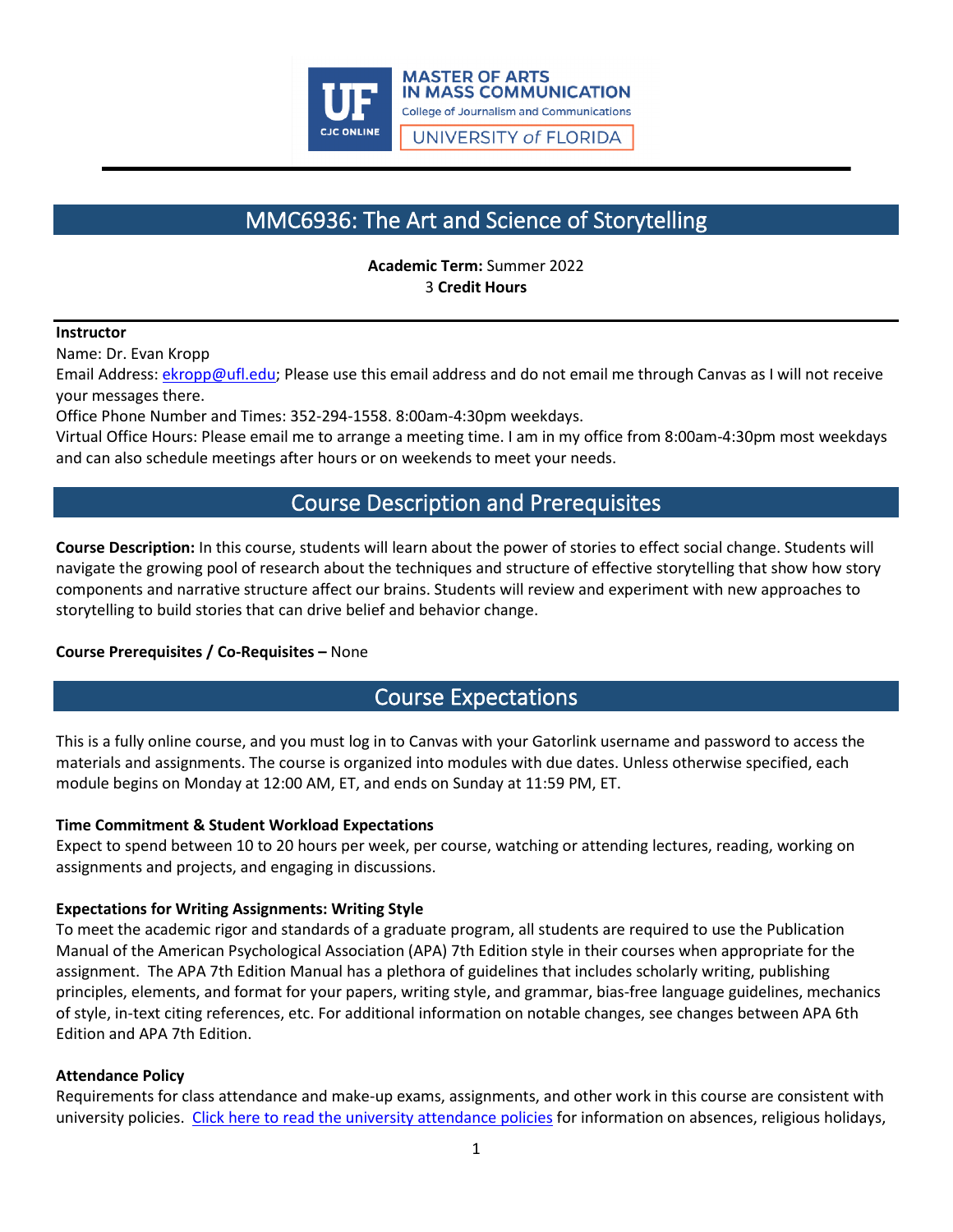# MMC6936: The Art and Science of Storytelling

**Academic Term:** Summer 2022
3 **Credit Hours**

**Instructor**
Name: Dr. Evan Kropp
Email Address: ekropp@ufl.edu; Please use this email address and do not email me through Canvas as I will not receive your messages there.
Office Phone Number and Times: 352-294-1558. 8:00am-4:30pm weekdays.
Virtual Office Hours: Please email me to arrange a meeting time. I am in my office from 8:00am-4:30pm most weekdays and can also schedule meetings after hours or on weekends to meet your needs.

## Course Description and Prerequisites

**Course Description:** In this course, students will learn about the power of stories to effect social change. Students will navigate the growing pool of research about the techniques and structure of effective storytelling that show how story components and narrative structure affect our brains. Students will review and experiment with new approaches to storytelling to build stories that can drive belief and behavior change.

**Course Prerequisites / Co-Requisites –** None

## Course Expectations

This is a fully online course, and you must log in to Canvas with your Gatorlink username and password to access the materials and assignments. The course is organized into modules with due dates. Unless otherwise specified, each module begins on Monday at 12:00 AM, ET, and ends on Sunday at 11:59 PM, ET.

**Time Commitment & Student Workload Expectations**
Expect to spend between 10 to 20 hours per week, per course, watching or attending lectures, reading, working on assignments and projects, and engaging in discussions.

**Expectations for Writing Assignments: Writing Style**
To meet the academic rigor and standards of a graduate program, all students are required to use the Publication Manual of the American Psychological Association (APA) 7th Edition style in their courses when appropriate for the assignment. The APA 7th Edition Manual has a plethora of guidelines that includes scholarly writing, publishing principles, elements, and format for your papers, writing style, and grammar, bias-free language guidelines, mechanics of style, in-text citing references, etc. For additional information on notable changes, see changes between APA 6th Edition and APA 7th Edition.

**Attendance Policy**
Requirements for class attendance and make-up exams, assignments, and other work in this course are consistent with university policies. Click here to read the university attendance policies for information on absences, religious holidays,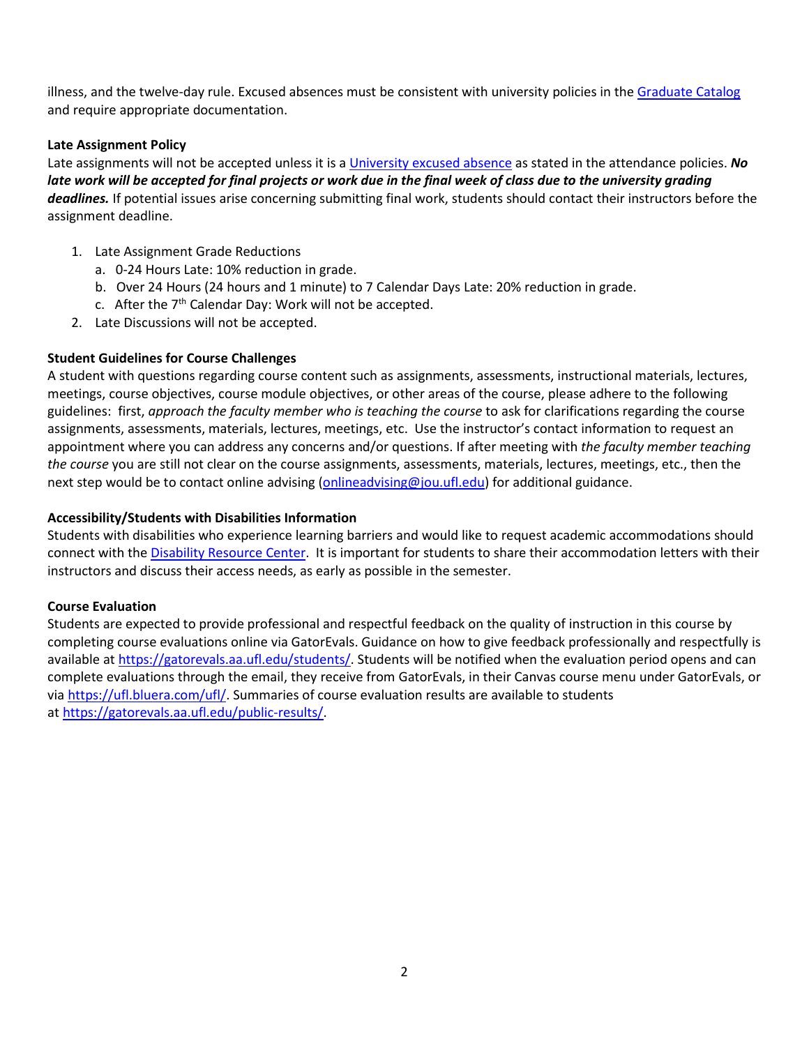illness, and the twelve-day rule. Excused absences must be consistent with university policies in the [Graduate Catalog](#) and require appropriate documentation.

**Late Assignment Policy**

Late assignments will not be accepted unless it is a [University excused absence](#) as stated in the attendance policies. ***No late work will be accepted for final projects or work due in the final week of class due to the university grading deadlines.*** If potential issues arise concerning submitting final work, students should contact their instructors before the assignment deadline.

1. Late Assignment Grade Reductions
   a. 0-24 Hours Late: 10% reduction in grade.
   b. Over 24 Hours (24 hours and 1 minute) to 7 Calendar Days Late: 20% reduction in grade.
   c. After the 7th Calendar Day: Work will not be accepted.
2. Late Discussions will not be accepted.

**Student Guidelines for Course Challenges**

A student with questions regarding course content such as assignments, assessments, instructional materials, lectures, meetings, course objectives, course module objectives, or other areas of the course, please adhere to the following guidelines: first, *approach the faculty member who is teaching the course* to ask for clarifications regarding the course assignments, assessments, materials, lectures, meetings, etc. Use the instructor's contact information to request an appointment where you can address any concerns and/or questions. If after meeting with *the faculty member teaching the course* you are still not clear on the course assignments, assessments, materials, lectures, meetings, etc., then the next step would be to contact online advising (onlineadvising@jou.ufl.edu) for additional guidance.

**Accessibility/Students with Disabilities Information**

Students with disabilities who experience learning barriers and would like to request academic accommodations should connect with the [Disability Resource Center](#). It is important for students to share their accommodation letters with their instructors and discuss their access needs, as early as possible in the semester.

**Course Evaluation**

Students are expected to provide professional and respectful feedback on the quality of instruction in this course by completing course evaluations online via GatorEvals. Guidance on how to give feedback professionally and respectfully is available at https://gatorevals.aa.ufl.edu/students/. Students will be notified when the evaluation period opens and can complete evaluations through the email, they receive from GatorEvals, in their Canvas course menu under GatorEvals, or via https://ufl.bluera.com/ufl/. Summaries of course evaluation results are available to students at https://gatorevals.aa.ufl.edu/public-results/.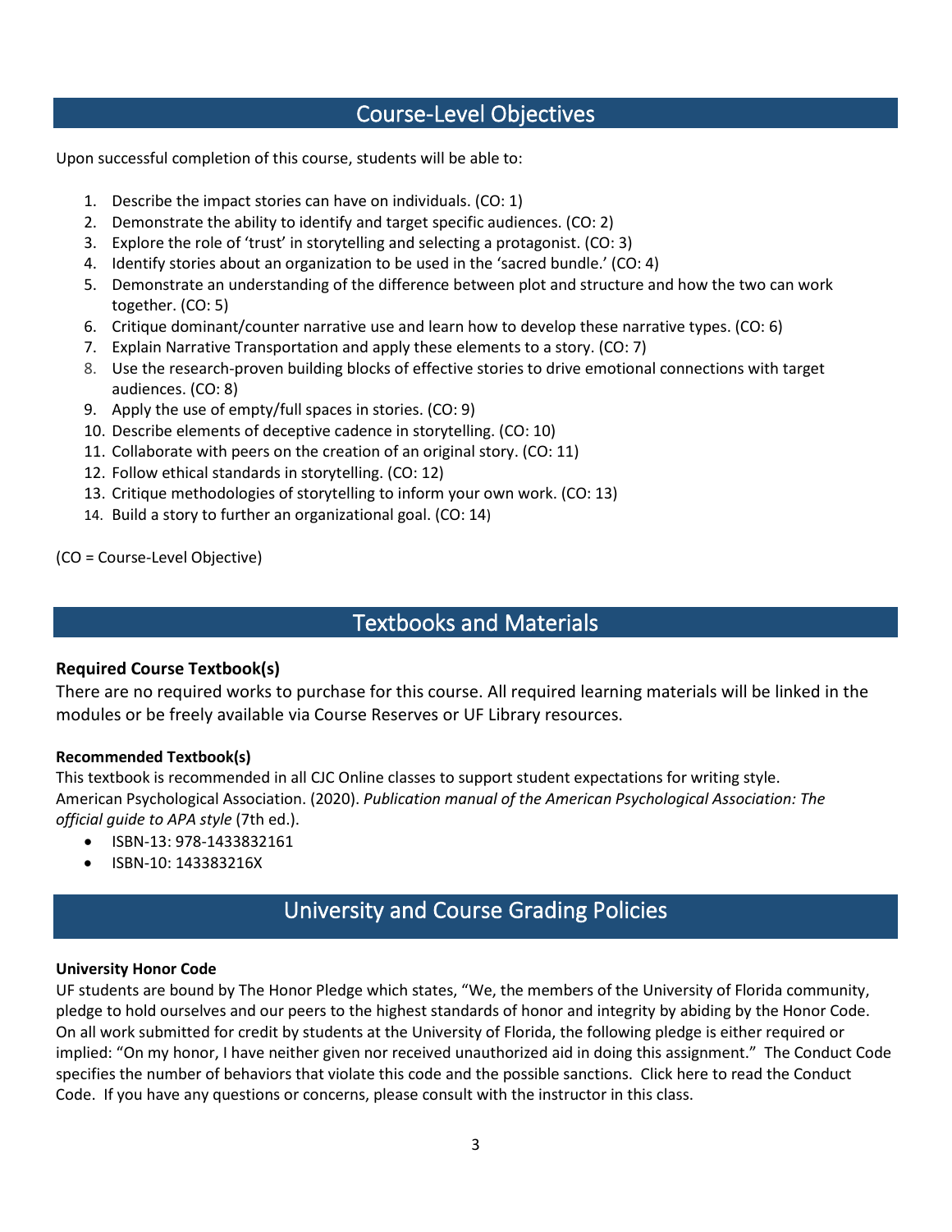## Course-Level Objectives

Upon successful completion of this course, students will be able to:

1. Describe the impact stories can have on individuals. (CO: 1)
2. Demonstrate the ability to identify and target specific audiences. (CO: 2)
3. Explore the role of 'trust' in storytelling and selecting a protagonist. (CO: 3)
4. Identify stories about an organization to be used in the 'sacred bundle.' (CO: 4)
5. Demonstrate an understanding of the difference between plot and structure and how the two can work together. (CO: 5)
6. Critique dominant/counter narrative use and learn how to develop these narrative types. (CO: 6)
7. Explain Narrative Transportation and apply these elements to a story. (CO: 7)
8. Use the research-proven building blocks of effective stories to drive emotional connections with target audiences. (CO: 8)
9. Apply the use of empty/full spaces in stories. (CO: 9)
10. Describe elements of deceptive cadence in storytelling. (CO: 10)
11. Collaborate with peers on the creation of an original story. (CO: 11)
12. Follow ethical standards in storytelling. (CO: 12)
13. Critique methodologies of storytelling to inform your own work. (CO: 13)
14. Build a story to further an organizational goal. (CO: 14)

(CO = Course-Level Objective)

## Textbooks and Materials

**Required Course Textbook(s)**

There are no required works to purchase for this course. All required learning materials will be linked in the modules or be freely available via Course Reserves or UF Library resources.

**Recommended Textbook(s)**

This textbook is recommended in all CJC Online classes to support student expectations for writing style.
American Psychological Association. (2020). *Publication manual of the American Psychological Association: The official guide to APA style* (7th ed.).

- ISBN-13: 978-1433832161
- ISBN-10: 143383216X

## University and Course Grading Policies

**University Honor Code**

UF students are bound by The Honor Pledge which states, "We, the members of the University of Florida community, pledge to hold ourselves and our peers to the highest standards of honor and integrity by abiding by the Honor Code. On all work submitted for credit by students at the University of Florida, the following pledge is either required or implied: "On my honor, I have neither given nor received unauthorized aid in doing this assignment." The Conduct Code specifies the number of behaviors that violate this code and the possible sanctions. Click here to read the Conduct Code. If you have any questions or concerns, please consult with the instructor in this class.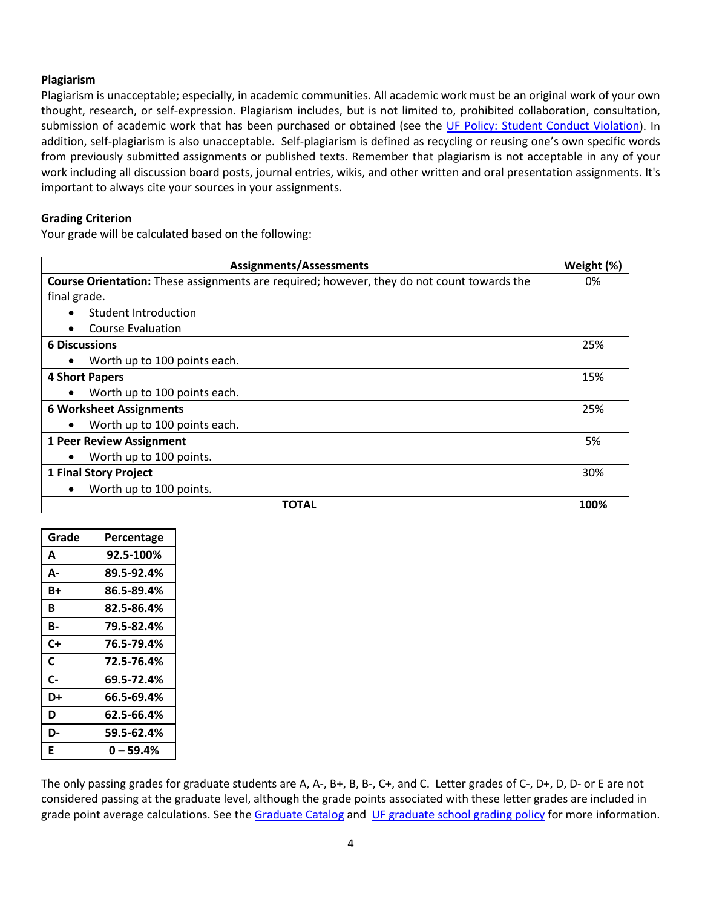### Plagiarism

Plagiarism is unacceptable; especially, in academic communities. All academic work must be an original work of your own thought, research, or self-expression. Plagiarism includes, but is not limited to, prohibited collaboration, consultation, submission of academic work that has been purchased or obtained (see the [UF Policy: Student Conduct Violation]()). In addition, self-plagiarism is also unacceptable. Self-plagiarism is defined as recycling or reusing one's own specific words from previously submitted assignments or published texts. Remember that plagiarism is not acceptable in any of your work including all discussion board posts, journal entries, wikis, and other written and oral presentation assignments. It's important to always cite your sources in your assignments.

### Grading Criterion

Your grade will be calculated based on the following:

| Assignments/Assessments | Weight (%) |
|---|---|
| **Course Orientation:** These assignments are required; however, they do not count towards the final grade.<br>• Student Introduction<br>• Course Evaluation | 0% |
| **6 Discussions**<br>• Worth up to 100 points each. | 25% |
| **4 Short Papers**<br>• Worth up to 100 points each. | 15% |
| **6 Worksheet Assignments**<br>• Worth up to 100 points each. | 25% |
| **1 Peer Review Assignment**<br>• Worth up to 100 points. | 5% |
| **1 Final Story Project**<br>• Worth up to 100 points. | 30% |
| **TOTAL** | **100%** |

| Grade | Percentage |
|---|---|
| **A** | **92.5-100%** |
| **A-** | **89.5-92.4%** |
| **B+** | **86.5-89.4%** |
| **B** | **82.5-86.4%** |
| **B-** | **79.5-82.4%** |
| **C+** | **76.5-79.4%** |
| **C** | **72.5-76.4%** |
| **C-** | **69.5-72.4%** |
| **D+** | **66.5-69.4%** |
| **D** | **62.5-66.4%** |
| **D-** | **59.5-62.4%** |
| **E** | **0 – 59.4%** |

The only passing grades for graduate students are A, A-, B+, B, B-, C+, and C. Letter grades of C-, D+, D, D- or E are not considered passing at the graduate level, although the grade points associated with these letter grades are included in grade point average calculations. See the [Graduate Catalog]() and [UF graduate school grading policy]() for more information.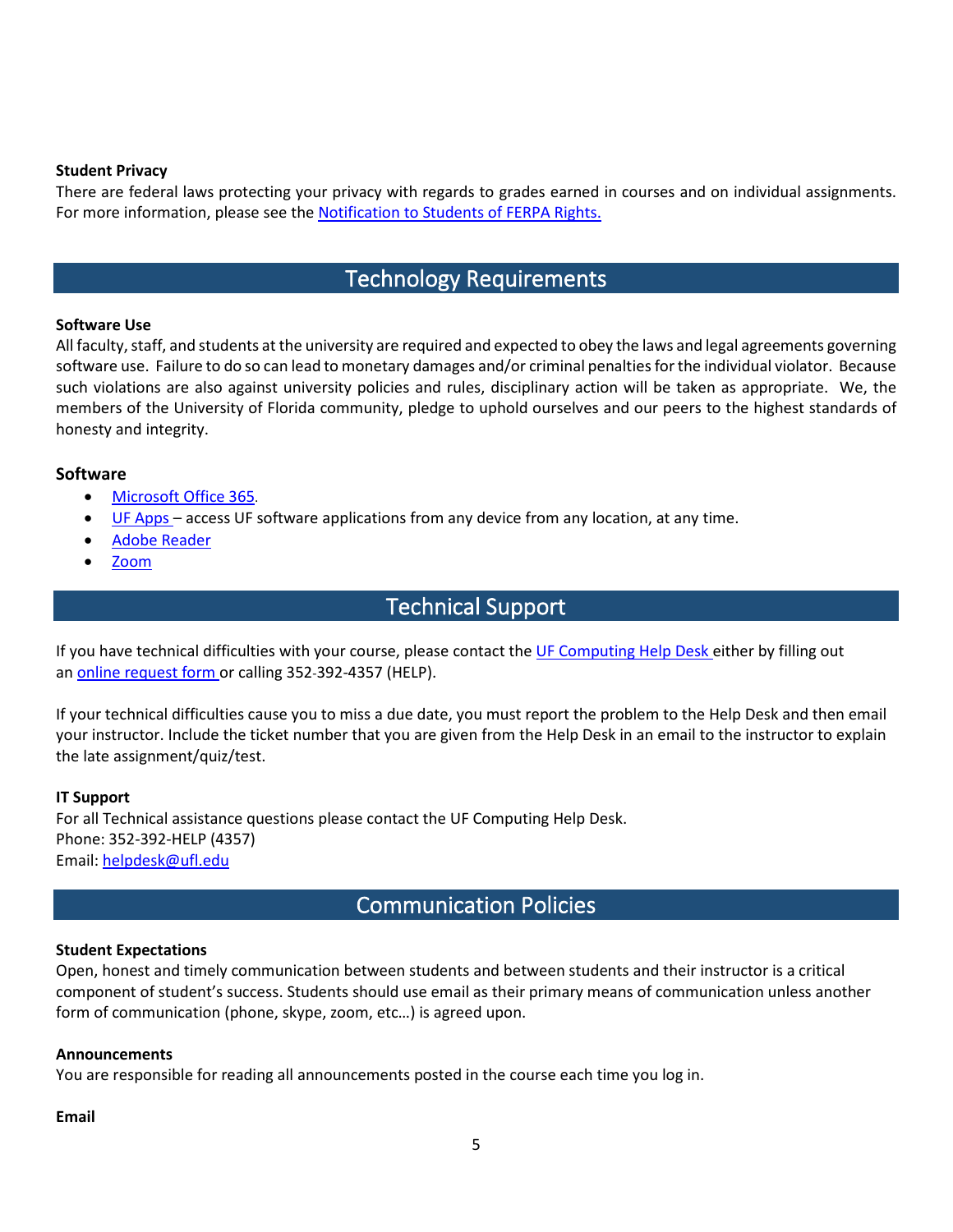**Student Privacy**

There are federal laws protecting your privacy with regards to grades earned in courses and on individual assignments. For more information, please see the Notification to Students of FERPA Rights.

## Technology Requirements

**Software Use**

All faculty, staff, and students at the university are required and expected to obey the laws and legal agreements governing software use. Failure to do so can lead to monetary damages and/or criminal penalties for the individual violator. Because such violations are also against university policies and rules, disciplinary action will be taken as appropriate. We, the members of the University of Florida community, pledge to uphold ourselves and our peers to the highest standards of honesty and integrity.

### Software

- Microsoft Office 365.
- UF Apps – access UF software applications from any device from any location, at any time.
- Adobe Reader
- Zoom

## Technical Support

If you have technical difficulties with your course, please contact the UF Computing Help Desk either by filling out an online request form or calling 352-392-4357 (HELP).

If your technical difficulties cause you to miss a due date, you must report the problem to the Help Desk and then email your instructor. Include the ticket number that you are given from the Help Desk in an email to the instructor to explain the late assignment/quiz/test.

**IT Support**

For all Technical assistance questions please contact the UF Computing Help Desk.
Phone: 352-392-HELP (4357)
Email: helpdesk@ufl.edu

## Communication Policies

**Student Expectations**

Open, honest and timely communication between students and between students and their instructor is a critical component of student's success. Students should use email as their primary means of communication unless another form of communication (phone, skype, zoom, etc…) is agreed upon.

**Announcements**

You are responsible for reading all announcements posted in the course each time you log in.

**Email**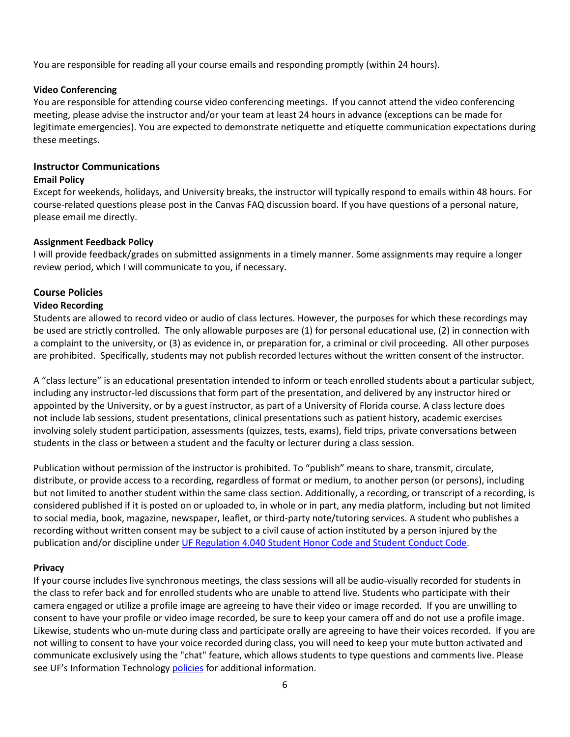You are responsible for reading all your course emails and responding promptly (within 24 hours).

**Video Conferencing**

You are responsible for attending course video conferencing meetings. If you cannot attend the video conferencing meeting, please advise the instructor and/or your team at least 24 hours in advance (exceptions can be made for legitimate emergencies). You are expected to demonstrate netiquette and etiquette communication expectations during these meetings.

## Instructor Communications

**Email Policy**

Except for weekends, holidays, and University breaks, the instructor will typically respond to emails within 48 hours. For course-related questions please post in the Canvas FAQ discussion board. If you have questions of a personal nature, please email me directly.

**Assignment Feedback Policy**

I will provide feedback/grades on submitted assignments in a timely manner. Some assignments may require a longer review period, which I will communicate to you, if necessary.

## Course Policies

**Video Recording**

Students are allowed to record video or audio of class lectures. However, the purposes for which these recordings may be used are strictly controlled. The only allowable purposes are (1) for personal educational use, (2) in connection with a complaint to the university, or (3) as evidence in, or preparation for, a criminal or civil proceeding. All other purposes are prohibited. Specifically, students may not publish recorded lectures without the written consent of the instructor.

A "class lecture" is an educational presentation intended to inform or teach enrolled students about a particular subject, including any instructor-led discussions that form part of the presentation, and delivered by any instructor hired or appointed by the University, or by a guest instructor, as part of a University of Florida course. A class lecture does not include lab sessions, student presentations, clinical presentations such as patient history, academic exercises involving solely student participation, assessments (quizzes, tests, exams), field trips, private conversations between students in the class or between a student and the faculty or lecturer during a class session.

Publication without permission of the instructor is prohibited. To "publish" means to share, transmit, circulate, distribute, or provide access to a recording, regardless of format or medium, to another person (or persons), including but not limited to another student within the same class section. Additionally, a recording, or transcript of a recording, is considered published if it is posted on or uploaded to, in whole or in part, any media platform, including but not limited to social media, book, magazine, newspaper, leaflet, or third-party note/tutoring services. A student who publishes a recording without written consent may be subject to a civil cause of action instituted by a person injured by the publication and/or discipline under UF Regulation 4.040 Student Honor Code and Student Conduct Code.

**Privacy**

If your course includes live synchronous meetings, the class sessions will all be audio-visually recorded for students in the class to refer back and for enrolled students who are unable to attend live. Students who participate with their camera engaged or utilize a profile image are agreeing to have their video or image recorded. If you are unwilling to consent to have your profile or video image recorded, be sure to keep your camera off and do not use a profile image. Likewise, students who un-mute during class and participate orally are agreeing to have their voices recorded. If you are not willing to consent to have your voice recorded during class, you will need to keep your mute button activated and communicate exclusively using the "chat" feature, which allows students to type questions and comments live. Please see UF's Information Technology policies for additional information.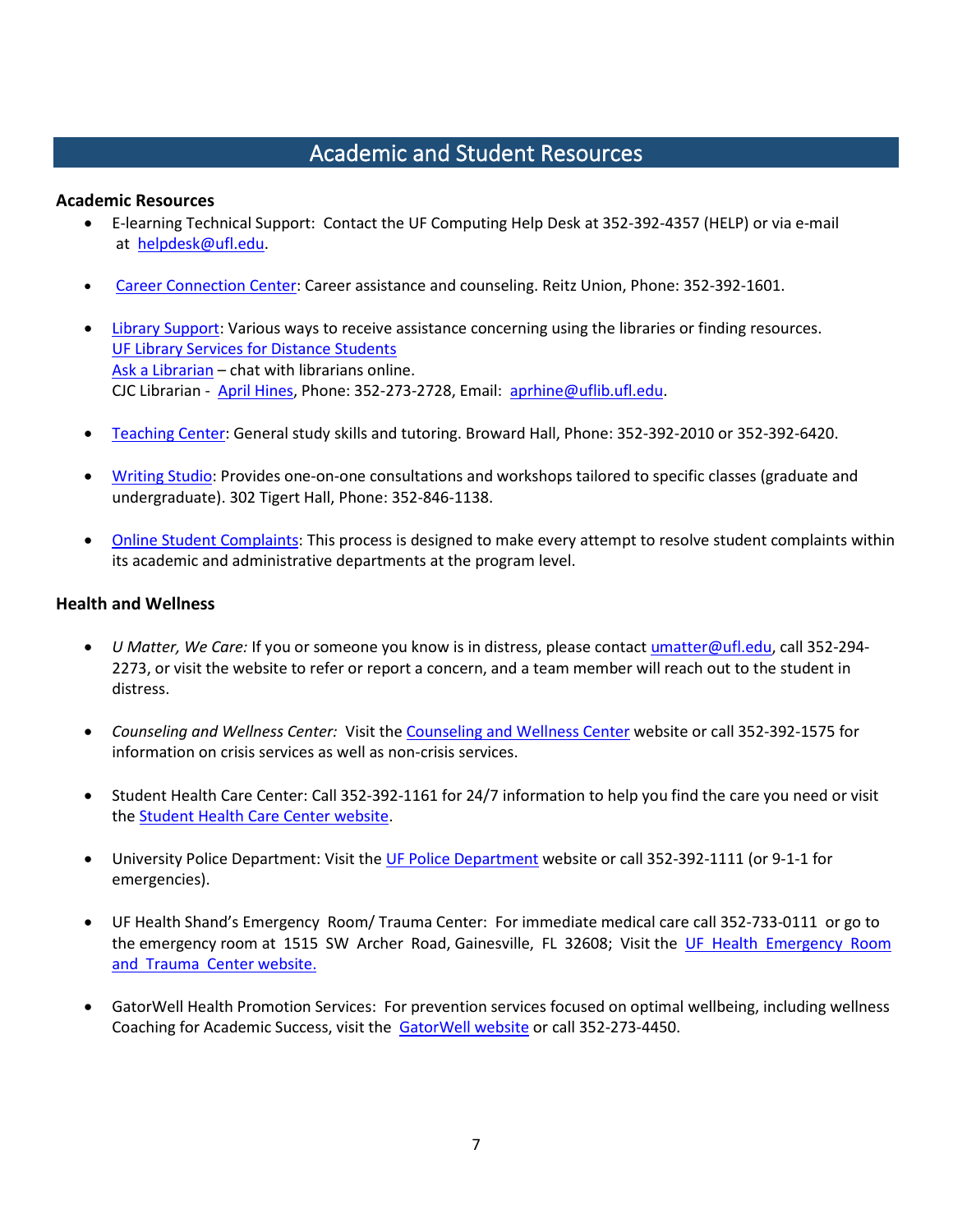## Academic and Student Resources

### Academic Resources

- E-learning Technical Support: Contact the UF Computing Help Desk at 352-392-4357 (HELP) or via e-mail at helpdesk@ufl.edu.
- Career Connection Center: Career assistance and counseling. Reitz Union, Phone: 352-392-1601.
- Library Support: Various ways to receive assistance concerning using the libraries or finding resources.
  UF Library Services for Distance Students
  Ask a Librarian – chat with librarians online.
  CJC Librarian - April Hines, Phone: 352-273-2728, Email: aprhine@uflib.ufl.edu.
- Teaching Center: General study skills and tutoring. Broward Hall, Phone: 352-392-2010 or 352-392-6420.
- Writing Studio: Provides one-on-one consultations and workshops tailored to specific classes (graduate and undergraduate). 302 Tigert Hall, Phone: 352-846-1138.
- Online Student Complaints: This process is designed to make every attempt to resolve student complaints within its academic and administrative departments at the program level.

### Health and Wellness

- *U Matter, We Care:* If you or someone you know is in distress, please contact umatter@ufl.edu, call 352-294-2273, or visit the website to refer or report a concern, and a team member will reach out to the student in distress.
- *Counseling and Wellness Center:* Visit the Counseling and Wellness Center website or call 352-392-1575 for information on crisis services as well as non-crisis services.
- Student Health Care Center: Call 352-392-1161 for 24/7 information to help you find the care you need or visit the Student Health Care Center website.
- University Police Department: Visit the UF Police Department website or call 352-392-1111 (or 9-1-1 for emergencies).
- UF Health Shand's Emergency Room/ Trauma Center: For immediate medical care call 352-733-0111 or go to the emergency room at 1515 SW Archer Road, Gainesville, FL 32608; Visit the UF Health Emergency Room and Trauma Center website.
- GatorWell Health Promotion Services: For prevention services focused on optimal wellbeing, including wellness Coaching for Academic Success, visit the GatorWell website or call 352-273-4450.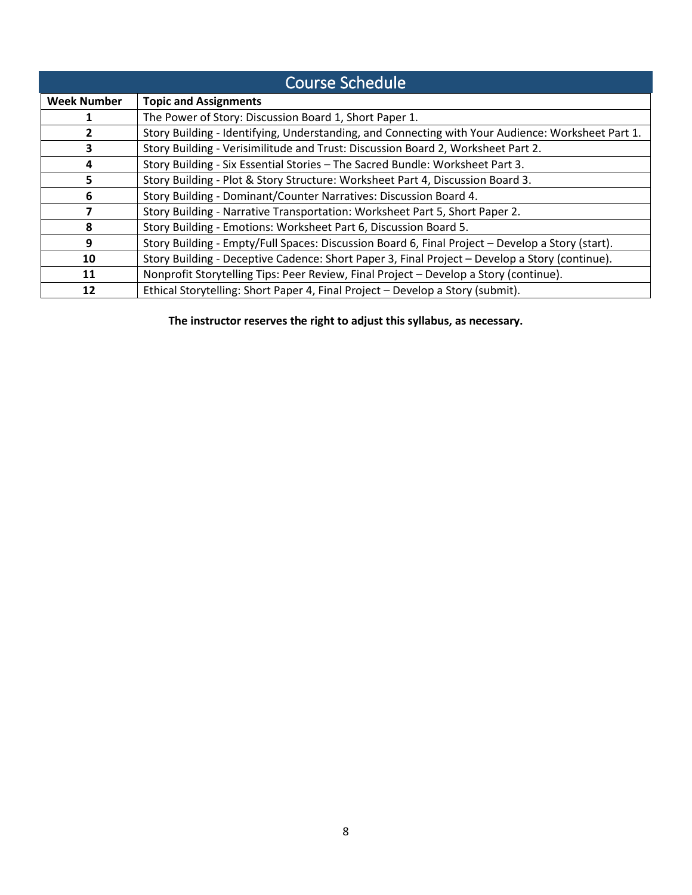## Course Schedule

| Week Number | Topic and Assignments |
|---|---|
| 1 | The Power of Story: Discussion Board 1, Short Paper 1. |
| 2 | Story Building - Identifying, Understanding, and Connecting with Your Audience: Worksheet Part 1. |
| 3 | Story Building - Verisimilitude and Trust: Discussion Board 2, Worksheet Part 2. |
| 4 | Story Building - Six Essential Stories – The Sacred Bundle: Worksheet Part 3. |
| 5 | Story Building - Plot & Story Structure: Worksheet Part 4, Discussion Board 3. |
| 6 | Story Building - Dominant/Counter Narratives: Discussion Board 4. |
| 7 | Story Building - Narrative Transportation: Worksheet Part 5, Short Paper 2. |
| 8 | Story Building - Emotions: Worksheet Part 6, Discussion Board 5. |
| 9 | Story Building - Empty/Full Spaces: Discussion Board 6, Final Project – Develop a Story (start). |
| 10 | Story Building - Deceptive Cadence: Short Paper 3, Final Project – Develop a Story (continue). |
| 11 | Nonprofit Storytelling Tips: Peer Review, Final Project – Develop a Story (continue). |
| 12 | Ethical Storytelling: Short Paper 4, Final Project – Develop a Story (submit). |

**The instructor reserves the right to adjust this syllabus, as necessary.**